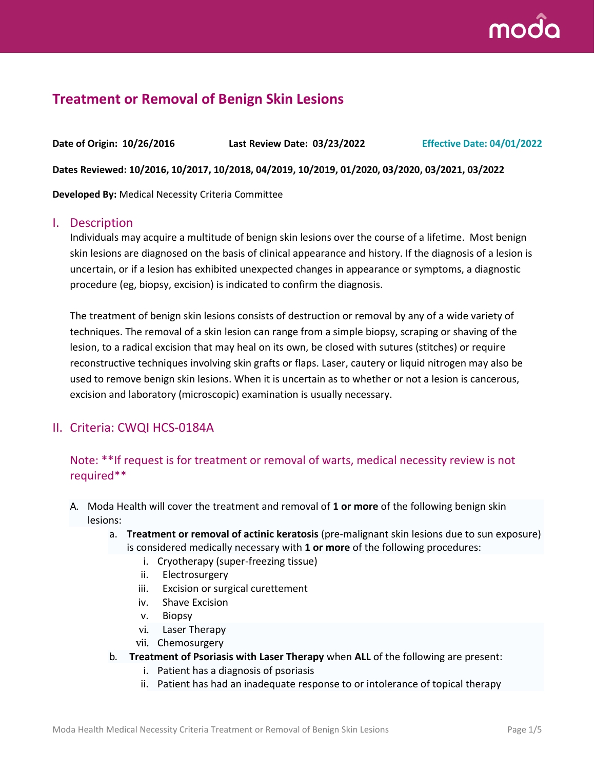# Treatment or Removal of Benign Skin Lesions

**Date of Origin: 10/26/2016** **Last Review Date: 03/23/2022** **Effective Date: 04/01/2022**

**Dates Reviewed: 10/2016, 10/2017, 10/2018, 04/2019, 10/2019, 01/2020, 03/2020, 03/2021, 03/2022**

**Developed By:** Medical Necessity Criteria Committee

## I. Description

Individuals may acquire a multitude of benign skin lesions over the course of a lifetime. Most benign skin lesions are diagnosed on the basis of clinical appearance and history. If the diagnosis of a lesion is uncertain, or if a lesion has exhibited unexpected changes in appearance or symptoms, a diagnostic procedure (eg, biopsy, excision) is indicated to confirm the diagnosis.

The treatment of benign skin lesions consists of destruction or removal by any of a wide variety of techniques. The removal of a skin lesion can range from a simple biopsy, scraping or shaving of the lesion, to a radical excision that may heal on its own, be closed with sutures (stitches) or require reconstructive techniques involving skin grafts or flaps. Laser, cautery or liquid nitrogen may also be used to remove benign skin lesions. When it is uncertain as to whether or not a lesion is cancerous, excision and laboratory (microscopic) examination is usually necessary.

## II. Criteria: CWQI HCS-0184A

### Note: **If request is for treatment or removal of warts, medical necessity review is not required**

A. Moda Health will cover the treatment and removal of **1 or more** of the following benign skin lesions:
   a. **Treatment or removal of actinic keratosis** (pre-malignant skin lesions due to sun exposure) is considered medically necessary with **1 or more** of the following procedures:
      i. Cryotherapy (super-freezing tissue)
      ii. Electrosurgery
      iii. Excision or surgical curettement
      iv. Shave Excision
      v. Biopsy
      vi. Laser Therapy
      vii. Chemosurgery
   b. **Treatment of Psoriasis with Laser Therapy** when **ALL** of the following are present:
      i. Patient has a diagnosis of psoriasis
      ii. Patient has had an inadequate response to or intolerance of topical therapy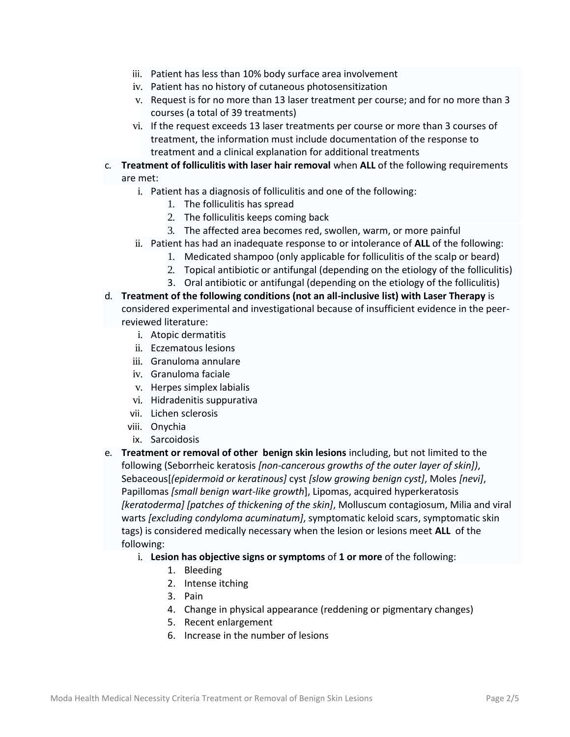iii. Patient has less than 10% body surface area involvement
   iv. Patient has no history of cutaneous photosensitization
   v. Request is for no more than 13 laser treatment per course; and for no more than 3 courses (a total of 39 treatments)
   vi. If the request exceeds 13 laser treatments per course or more than 3 courses of treatment, the information must include documentation of the response to treatment and a clinical explanation for additional treatments

c. **Treatment of folliculitis with laser hair removal** when **ALL** of the following requirements are met:
   i. Patient has a diagnosis of folliculitis and one of the following:
      1. The folliculitis has spread
      2. The folliculitis keeps coming back
      3. The affected area becomes red, swollen, warm, or more painful
   ii. Patient has had an inadequate response to or intolerance of **ALL** of the following:
      1. Medicated shampoo (only applicable for folliculitis of the scalp or beard)
      2. Topical antibiotic or antifungal (depending on the etiology of the folliculitis)
      3. Oral antibiotic or antifungal (depending on the etiology of the folliculitis)

d. **Treatment of the following conditions (not an all-inclusive list) with Laser Therapy** is considered experimental and investigational because of insufficient evidence in the peer-reviewed literature:
   i. Atopic dermatitis
   ii. Eczematous lesions
   iii. Granuloma annulare
   iv. Granuloma faciale
   v. Herpes simplex labialis
   vi. Hidradenitis suppurativa
   vii. Lichen sclerosis
   viii. Onychia
   ix. Sarcoidosis

e. **Treatment or removal of other benign skin lesions** including, but not limited to the following (Seborrheic keratosis *[non-cancerous growths of the outer layer of skin])*, Sebaceous[*(epidermoid or keratinous)* cyst *[slow growing benign cyst]*, Moles *[nevi]*, Papillomas *[small benign wart-like growth*], Lipomas, acquired hyperkeratosis *[keratoderma] [patches of thickening of the skin]*, Molluscum contagiosum, Milia and viral warts *[excluding condyloma acuminatum]*, symptomatic keloid scars, symptomatic skin tags) is considered medically necessary when the lesion or lesions meet **ALL** of the following:
   i. **Lesion has objective signs or symptoms** of **1 or more** of the following:
      1. Bleeding
      2. Intense itching
      3. Pain
      4. Change in physical appearance (reddening or pigmentary changes)
      5. Recent enlargement
      6. Increase in the number of lesions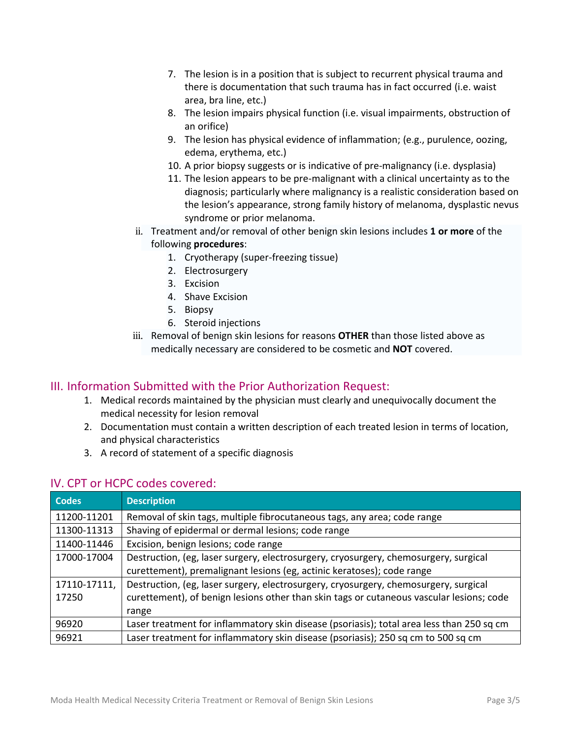7. The lesion is in a position that is subject to recurrent physical trauma and there is documentation that such trauma has in fact occurred (i.e. waist area, bra line, etc.)
8. The lesion impairs physical function (i.e. visual impairments, obstruction of an orifice)
9. The lesion has physical evidence of inflammation; (e.g., purulence, oozing, edema, erythema, etc.)
10. A prior biopsy suggests or is indicative of pre-malignancy (i.e. dysplasia)
11. The lesion appears to be pre-malignant with a clinical uncertainty as to the diagnosis; particularly where malignancy is a realistic consideration based on the lesion's appearance, strong family history of melanoma, dysplastic nevus syndrome or prior melanoma.

ii. Treatment and/or removal of other benign skin lesions includes **1 or more** of the following **procedures**:
   1. Cryotherapy (super-freezing tissue)
   2. Electrosurgery
   3. Excision
   4. Shave Excision
   5. Biopsy
   6. Steroid injections

iii. Removal of benign skin lesions for reasons **OTHER** than those listed above as medically necessary are considered to be cosmetic and **NOT** covered.

## III. Information Submitted with the Prior Authorization Request:

1. Medical records maintained by the physician must clearly and unequivocally document the medical necessity for lesion removal
2. Documentation must contain a written description of each treated lesion in terms of location, and physical characteristics
3. A record of statement of a specific diagnosis

## IV. CPT or HCPC codes covered:

| Codes | Description |
|---|---|
| 11200-11201 | Removal of skin tags, multiple fibrocutaneous tags, any area; code range |
| 11300-11313 | Shaving of epidermal or dermal lesions; code range |
| 11400-11446 | Excision, benign lesions; code range |
| 17000-17004 | Destruction, (eg, laser surgery, electrosurgery, cryosurgery, chemosurgery, surgical curettement), premalignant lesions (eg, actinic keratoses); code range |
| 17110-17111, 17250 | Destruction, (eg, laser surgery, electrosurgery, cryosurgery, chemosurgery, surgical curettement), of benign lesions other than skin tags or cutaneous vascular lesions; code range |
| 96920 | Laser treatment for inflammatory skin disease (psoriasis); total area less than 250 sq cm |
| 96921 | Laser treatment for inflammatory skin disease (psoriasis); 250 sq cm to 500 sq cm |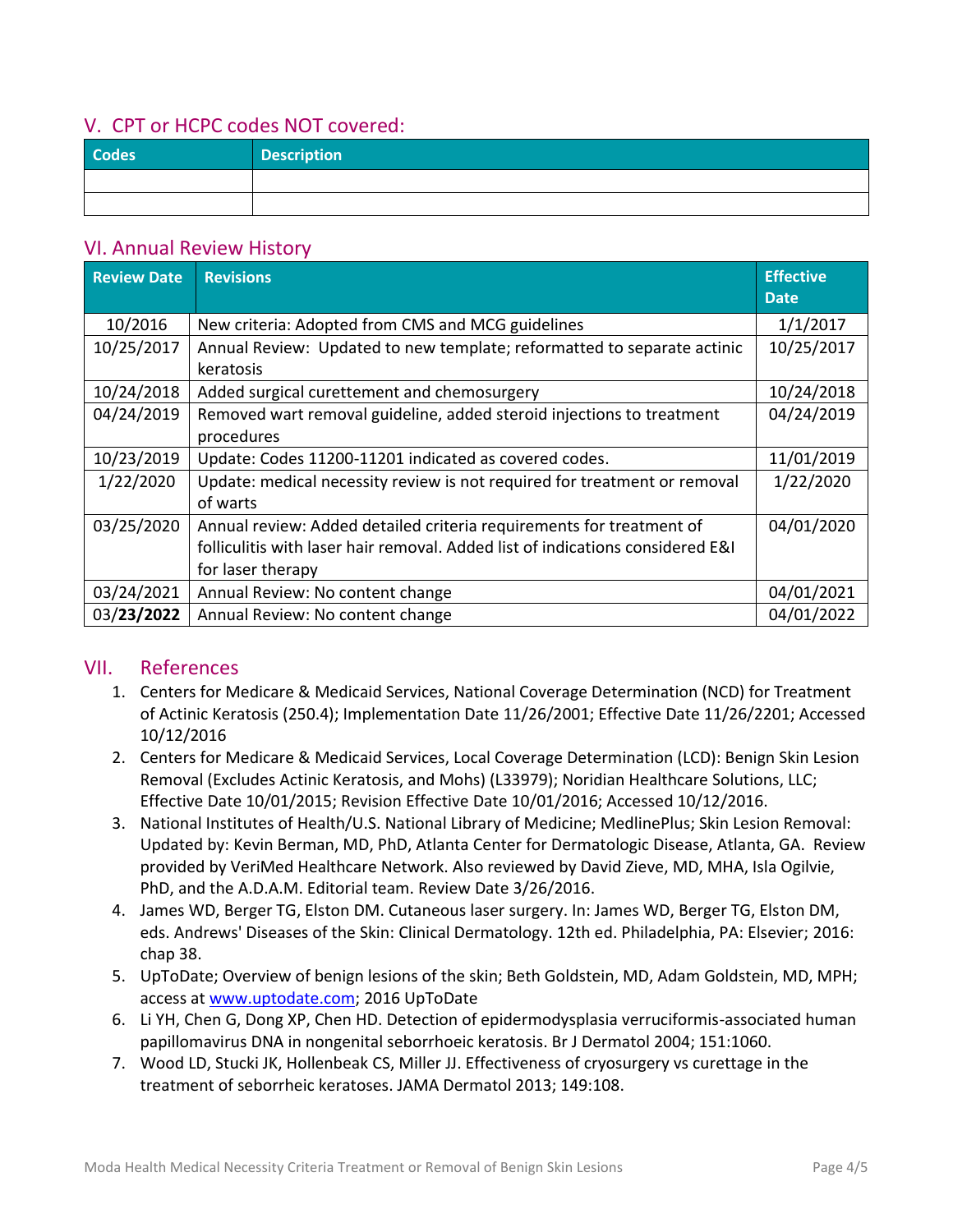## V. CPT or HCPC codes NOT covered:

| Codes | Description |
|---|---|
| | |
| | |

## VI. Annual Review History

| Review Date | Revisions | Effective Date |
|---|---|---|
| 10/2016 | New criteria: Adopted from CMS and MCG guidelines | 1/1/2017 |
| 10/25/2017 | Annual Review: Updated to new template; reformatted to separate actinic keratosis | 10/25/2017 |
| 10/24/2018 | Added surgical curettement and chemosurgery | 10/24/2018 |
| 04/24/2019 | Removed wart removal guideline, added steroid injections to treatment procedures | 04/24/2019 |
| 10/23/2019 | Update: Codes 11200-11201 indicated as covered codes. | 11/01/2019 |
| 1/22/2020 | Update: medical necessity review is not required for treatment or removal of warts | 1/22/2020 |
| 03/25/2020 | Annual review: Added detailed criteria requirements for treatment of folliculitis with laser hair removal. Added list of indications considered E&I for laser therapy | 04/01/2020 |
| 03/24/2021 | Annual Review: No content change | 04/01/2021 |
| 03/**23/2022** | Annual Review: No content change | 04/01/2022 |

## VII. References

1. Centers for Medicare & Medicaid Services, National Coverage Determination (NCD) for Treatment of Actinic Keratosis (250.4); Implementation Date 11/26/2001; Effective Date 11/26/2201; Accessed 10/12/2016
2. Centers for Medicare & Medicaid Services, Local Coverage Determination (LCD): Benign Skin Lesion Removal (Excludes Actinic Keratosis, and Mohs) (L33979); Noridian Healthcare Solutions, LLC; Effective Date 10/01/2015; Revision Effective Date 10/01/2016; Accessed 10/12/2016.
3. National Institutes of Health/U.S. National Library of Medicine; MedlinePlus; Skin Lesion Removal: Updated by: Kevin Berman, MD, PhD, Atlanta Center for Dermatologic Disease, Atlanta, GA. Review provided by VeriMed Healthcare Network. Also reviewed by David Zieve, MD, MHA, Isla Ogilvie, PhD, and the A.D.A.M. Editorial team. Review Date 3/26/2016.
4. James WD, Berger TG, Elston DM. Cutaneous laser surgery. In: James WD, Berger TG, Elston DM, eds. Andrews' Diseases of the Skin: Clinical Dermatology. 12th ed. Philadelphia, PA: Elsevier; 2016: chap 38.
5. UpToDate; Overview of benign lesions of the skin; Beth Goldstein, MD, Adam Goldstein, MD, MPH; access at www.uptodate.com; 2016 UpToDate
6. Li YH, Chen G, Dong XP, Chen HD. Detection of epidermodysplasia verruciformis-associated human papillomavirus DNA in nongenital seborrhoeic keratosis. Br J Dermatol 2004; 151:1060.
7. Wood LD, Stucki JK, Hollenbeak CS, Miller JJ. Effectiveness of cryosurgery vs curettage in the treatment of seborrheic keratoses. JAMA Dermatol 2013; 149:108.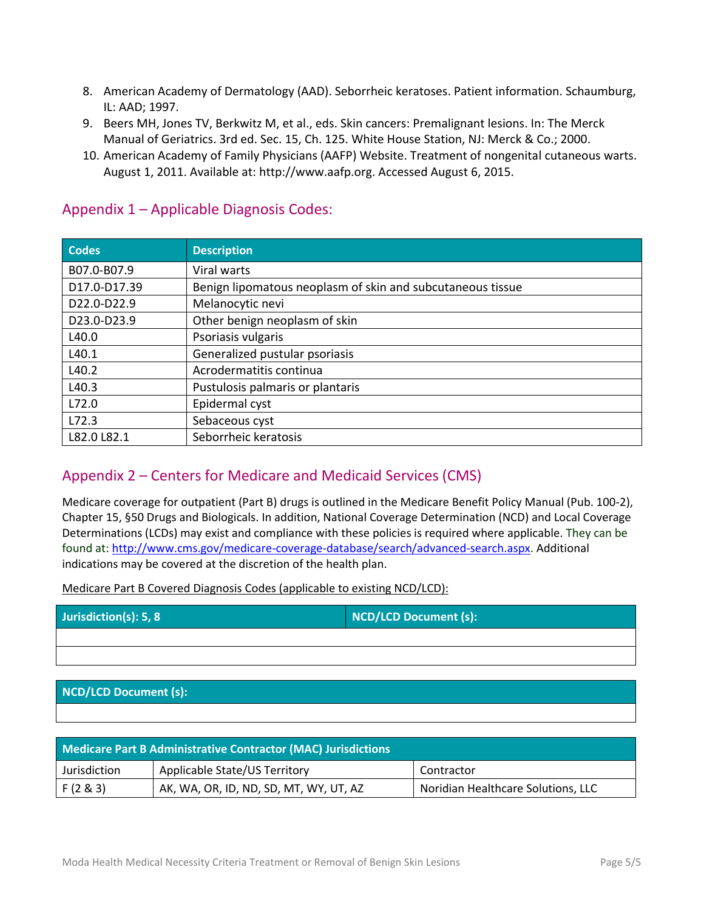8. American Academy of Dermatology (AAD). Seborrheic keratoses. Patient information. Schaumburg, IL: AAD; 1997.
9. Beers MH, Jones TV, Berkwitz M, et al., eds. Skin cancers: Premalignant lesions. In: The Merck Manual of Geriatrics. 3rd ed. Sec. 15, Ch. 125. White House Station, NJ: Merck & Co.; 2000.
10. American Academy of Family Physicians (AAFP) Website. Treatment of nongenital cutaneous warts. August 1, 2011. Available at: http://www.aafp.org. Accessed August 6, 2015.

## Appendix 1 – Applicable Diagnosis Codes:

| Codes | Description |
|---|---|
| B07.0-B07.9 | Viral warts |
| D17.0-D17.39 | Benign lipomatous neoplasm of skin and subcutaneous tissue |
| D22.0-D22.9 | Melanocytic nevi |
| D23.0-D23.9 | Other benign neoplasm of skin |
| L40.0 | Psoriasis vulgaris |
| L40.1 | Generalized pustular psoriasis |
| L40.2 | Acrodermatitis continua |
| L40.3 | Pustulosis palmaris or plantaris |
| L72.0 | Epidermal cyst |
| L72.3 | Sebaceous cyst |
| L82.0 L82.1 | Seborrheic keratosis |

## Appendix 2 – Centers for Medicare and Medicaid Services (CMS)

Medicare coverage for outpatient (Part B) drugs is outlined in the Medicare Benefit Policy Manual (Pub. 100-2), Chapter 15, §50 Drugs and Biologicals. In addition, National Coverage Determination (NCD) and Local Coverage Determinations (LCDs) may exist and compliance with these policies is required where applicable. They can be found at: [http://www.cms.gov/medicare-coverage-database/search/advanced-search.aspx](http://www.cms.gov/medicare-coverage-database/search/advanced-search.aspx). Additional indications may be covered at the discretion of the health plan.

Medicare Part B Covered Diagnosis Codes (applicable to existing NCD/LCD):

| Jurisdiction(s): 5, 8 | NCD/LCD Document (s): |
|---|---|
| | |
| | |

| NCD/LCD Document (s): |
|---|
| |

| Medicare Part B Administrative Contractor (MAC) Jurisdictions | | |
|---|---|---|
| Jurisdiction | Applicable State/US Territory | Contractor |
| F (2 & 3) | AK, WA, OR, ID, ND, SD, MT, WY, UT, AZ | Noridian Healthcare Solutions, LLC |